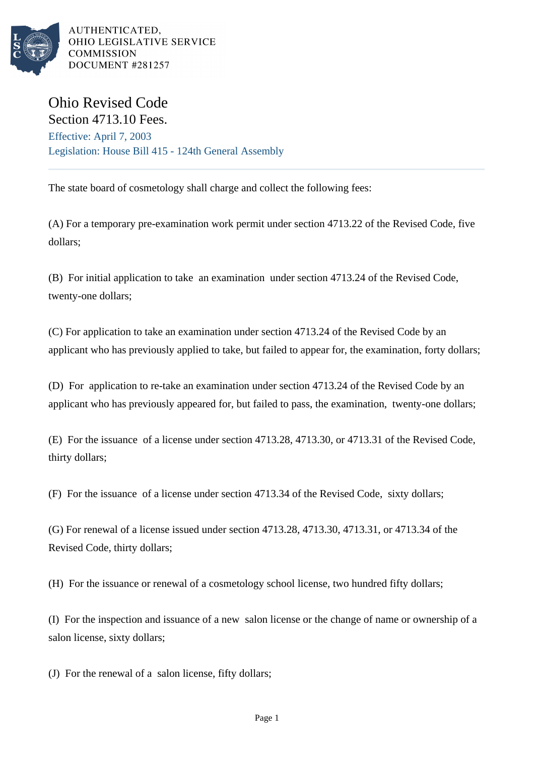AUTHENTICATED,
OHIO LEGISLATIVE SERVICE
COMMISSION
DOCUMENT #281257

# Ohio Revised Code

## Section 4713.10 Fees.

Effective: April 7, 2003

Legislation: House Bill 415 - 124th General Assembly

The state board of cosmetology shall charge and collect the following fees:

(A) For a temporary pre-examination work permit under section 4713.22 of the Revised Code, five dollars;

(B) For initial application to take an examination under section 4713.24 of the Revised Code, twenty-one dollars;

(C) For application to take an examination under section 4713.24 of the Revised Code by an applicant who has previously applied to take, but failed to appear for, the examination, forty dollars;

(D) For application to re-take an examination under section 4713.24 of the Revised Code by an applicant who has previously appeared for, but failed to pass, the examination, twenty-one dollars;

(E) For the issuance of a license under section 4713.28, 4713.30, or 4713.31 of the Revised Code, thirty dollars;

(F) For the issuance of a license under section 4713.34 of the Revised Code, sixty dollars;

(G) For renewal of a license issued under section 4713.28, 4713.30, 4713.31, or 4713.34 of the Revised Code, thirty dollars;

(H) For the issuance or renewal of a cosmetology school license, two hundred fifty dollars;

(I) For the inspection and issuance of a new salon license or the change of name or ownership of a salon license, sixty dollars;

(J) For the renewal of a salon license, fifty dollars;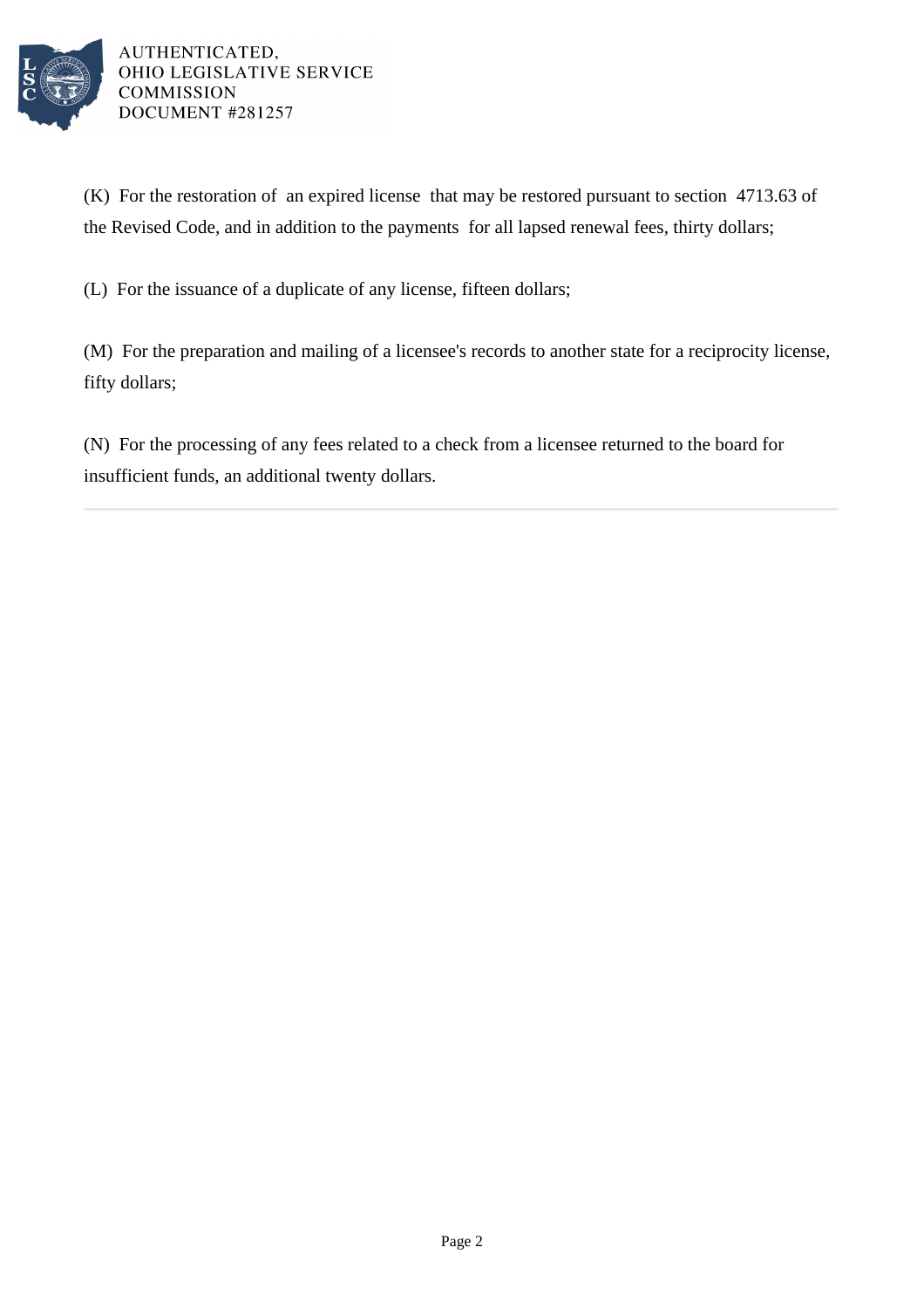(K) For the restoration of an expired license that may be restored pursuant to section 4713.63 of the Revised Code, and in addition to the payments for all lapsed renewal fees, thirty dollars;

(L) For the issuance of a duplicate of any license, fifteen dollars;

(M) For the preparation and mailing of a licensee's records to another state for a reciprocity license, fifty dollars;

(N) For the processing of any fees related to a check from a licensee returned to the board for insufficient funds, an additional twenty dollars.